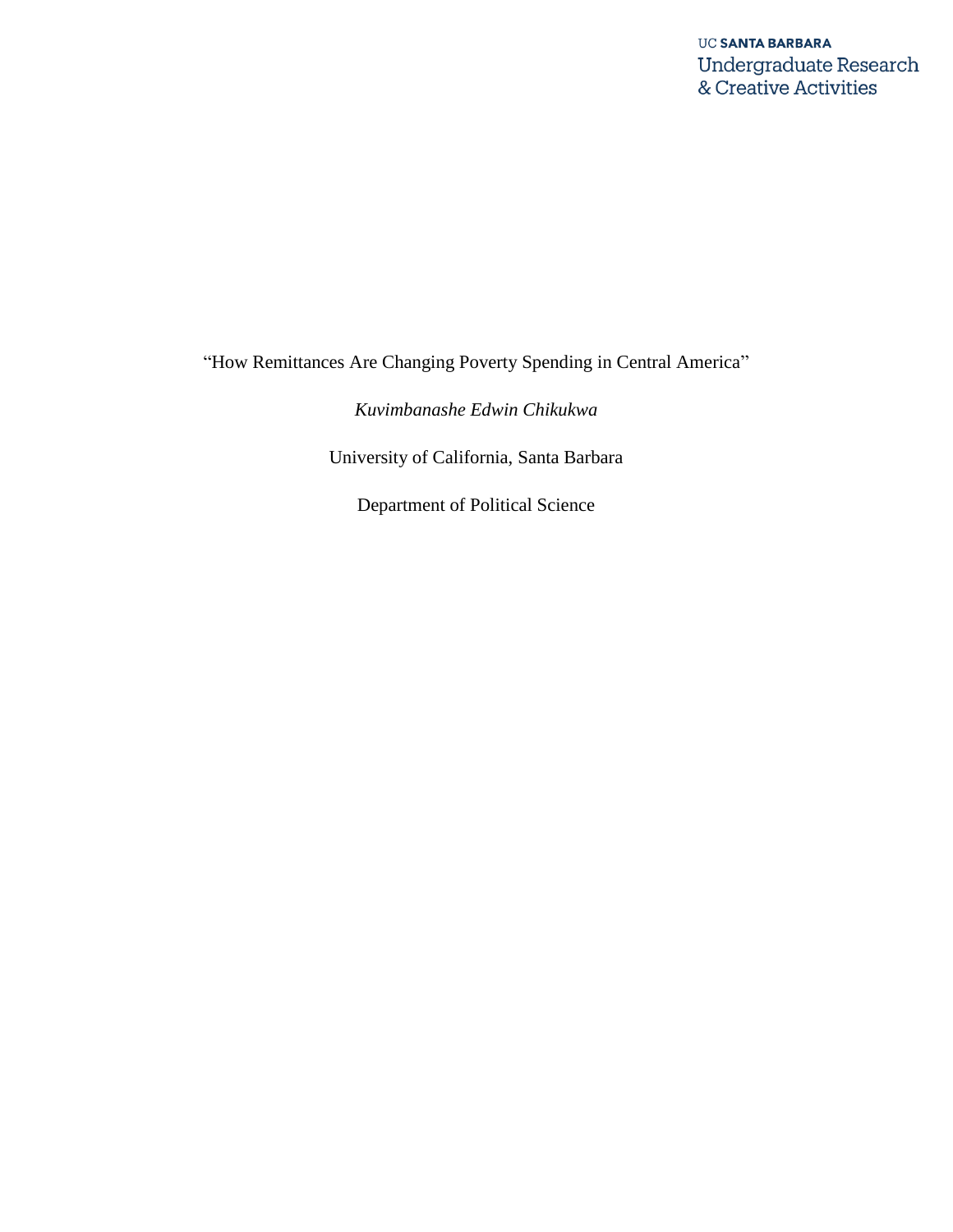UC **SANTA BARBARA**
Undergraduate Research
& Creative Activities

# "How Remittances Are Changing Poverty Spending in Central America"

*Kuvimbanashe Edwin Chikukwa*

University of California, Santa Barbara

Department of Political Science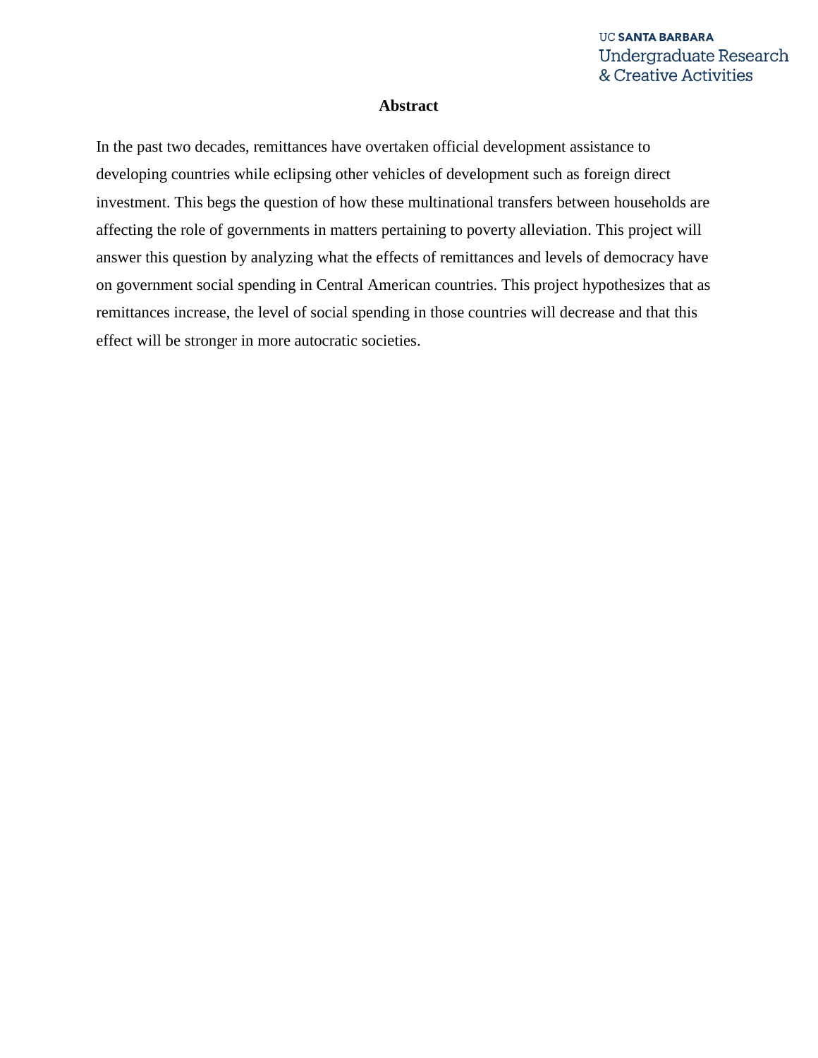# Abstract

In the past two decades, remittances have overtaken official development assistance to developing countries while eclipsing other vehicles of development such as foreign direct investment. This begs the question of how these multinational transfers between households are affecting the role of governments in matters pertaining to poverty alleviation. This project will answer this question by analyzing what the effects of remittances and levels of democracy have on government social spending in Central American countries. This project hypothesizes that as remittances increase, the level of social spending in those countries will decrease and that this effect will be stronger in more autocratic societies.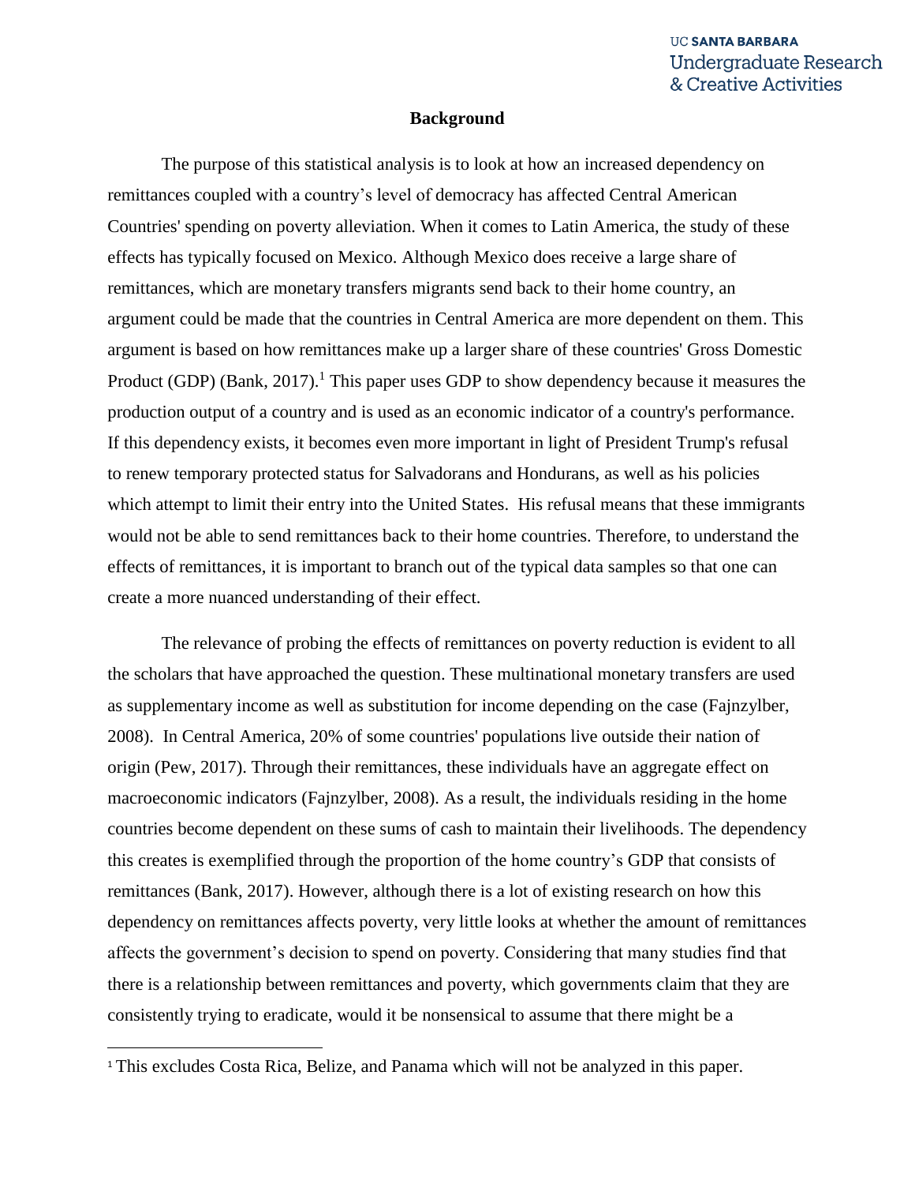## Background

The purpose of this statistical analysis is to look at how an increased dependency on remittances coupled with a country's level of democracy has affected Central American Countries' spending on poverty alleviation. When it comes to Latin America, the study of these effects has typically focused on Mexico. Although Mexico does receive a large share of remittances, which are monetary transfers migrants send back to their home country, an argument could be made that the countries in Central America are more dependent on them. This argument is based on how remittances make up a larger share of these countries' Gross Domestic Product (GDP) (Bank, 2017).[1] This paper uses GDP to show dependency because it measures the production output of a country and is used as an economic indicator of a country's performance. If this dependency exists, it becomes even more important in light of President Trump's refusal to renew temporary protected status for Salvadorans and Hondurans, as well as his policies which attempt to limit their entry into the United States. His refusal means that these immigrants would not be able to send remittances back to their home countries. Therefore, to understand the effects of remittances, it is important to branch out of the typical data samples so that one can create a more nuanced understanding of their effect.

The relevance of probing the effects of remittances on poverty reduction is evident to all the scholars that have approached the question. These multinational monetary transfers are used as supplementary income as well as substitution for income depending on the case (Fajnzylber, 2008). In Central America, 20% of some countries' populations live outside their nation of origin (Pew, 2017). Through their remittances, these individuals have an aggregate effect on macroeconomic indicators (Fajnzylber, 2008). As a result, the individuals residing in the home countries become dependent on these sums of cash to maintain their livelihoods. The dependency this creates is exemplified through the proportion of the home country's GDP that consists of remittances (Bank, 2017). However, although there is a lot of existing research on how this dependency on remittances affects poverty, very little looks at whether the amount of remittances affects the government's decision to spend on poverty. Considering that many studies find that there is a relationship between remittances and poverty, which governments claim that they are consistently trying to eradicate, would it be nonsensical to assume that there might be a

[1] This excludes Costa Rica, Belize, and Panama which will not be analyzed in this paper.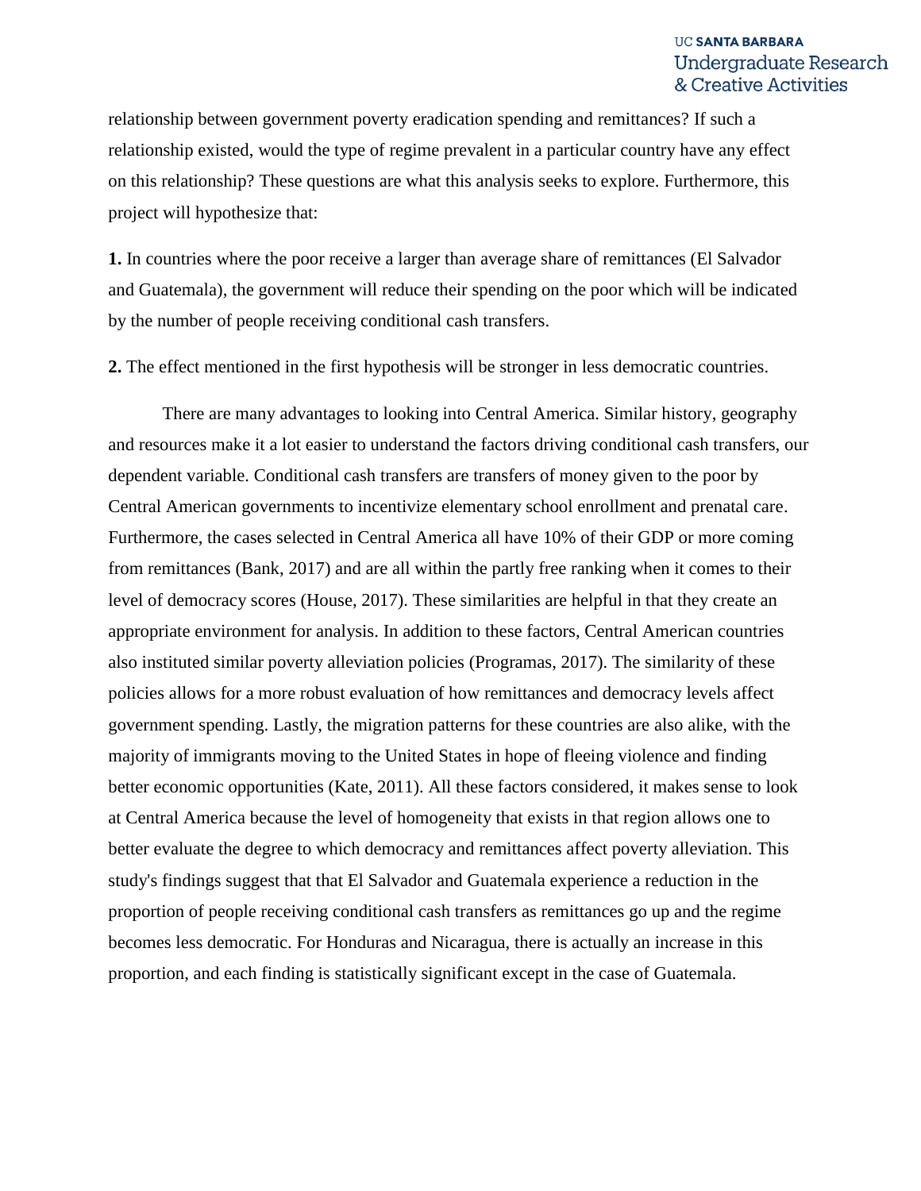relationship between government poverty eradication spending and remittances? If such a relationship existed, would the type of regime prevalent in a particular country have any effect on this relationship? These questions are what this analysis seeks to explore. Furthermore, this project will hypothesize that:

**1.** In countries where the poor receive a larger than average share of remittances (El Salvador and Guatemala), the government will reduce their spending on the poor which will be indicated by the number of people receiving conditional cash transfers.

**2.** The effect mentioned in the first hypothesis will be stronger in less democratic countries.

There are many advantages to looking into Central America. Similar history, geography and resources make it a lot easier to understand the factors driving conditional cash transfers, our dependent variable. Conditional cash transfers are transfers of money given to the poor by Central American governments to incentivize elementary school enrollment and prenatal care. Furthermore, the cases selected in Central America all have 10% of their GDP or more coming from remittances (Bank, 2017) and are all within the partly free ranking when it comes to their level of democracy scores (House, 2017). These similarities are helpful in that they create an appropriate environment for analysis. In addition to these factors, Central American countries also instituted similar poverty alleviation policies (Programas, 2017). The similarity of these policies allows for a more robust evaluation of how remittances and democracy levels affect government spending. Lastly, the migration patterns for these countries are also alike, with the majority of immigrants moving to the United States in hope of fleeing violence and finding better economic opportunities (Kate, 2011). All these factors considered, it makes sense to look at Central America because the level of homogeneity that exists in that region allows one to better evaluate the degree to which democracy and remittances affect poverty alleviation. This study's findings suggest that that El Salvador and Guatemala experience a reduction in the proportion of people receiving conditional cash transfers as remittances go up and the regime becomes less democratic. For Honduras and Nicaragua, there is actually an increase in this proportion, and each finding is statistically significant except in the case of Guatemala.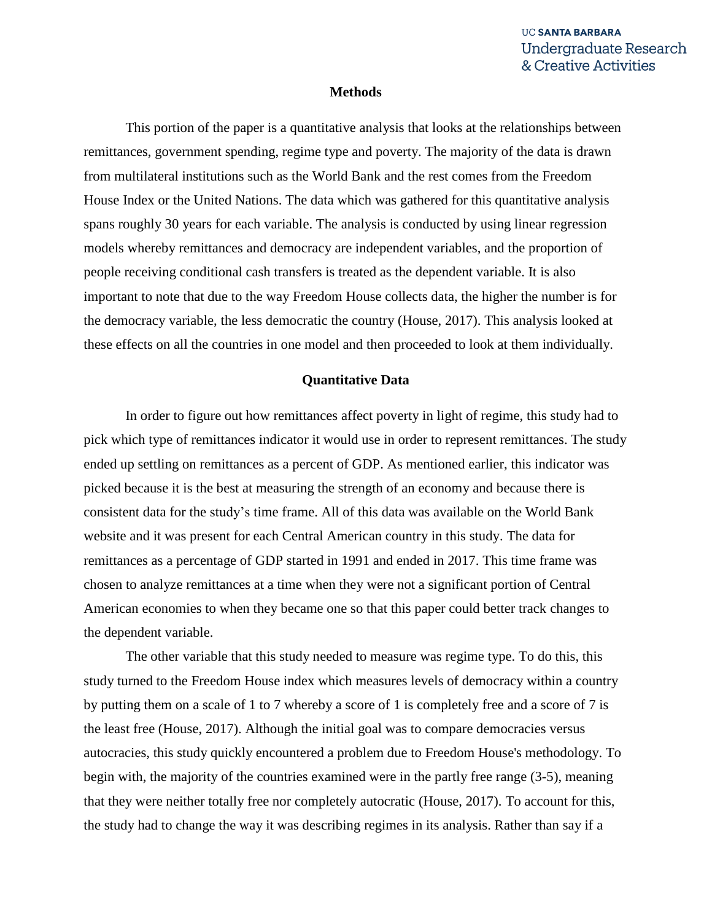## Methods

This portion of the paper is a quantitative analysis that looks at the relationships between remittances, government spending, regime type and poverty. The majority of the data is drawn from multilateral institutions such as the World Bank and the rest comes from the Freedom House Index or the United Nations. The data which was gathered for this quantitative analysis spans roughly 30 years for each variable. The analysis is conducted by using linear regression models whereby remittances and democracy are independent variables, and the proportion of people receiving conditional cash transfers is treated as the dependent variable. It is also important to note that due to the way Freedom House collects data, the higher the number is for the democracy variable, the less democratic the country (House, 2017). This analysis looked at these effects on all the countries in one model and then proceeded to look at them individually.

## Quantitative Data

In order to figure out how remittances affect poverty in light of regime, this study had to pick which type of remittances indicator it would use in order to represent remittances. The study ended up settling on remittances as a percent of GDP. As mentioned earlier, this indicator was picked because it is the best at measuring the strength of an economy and because there is consistent data for the study's time frame. All of this data was available on the World Bank website and it was present for each Central American country in this study. The data for remittances as a percentage of GDP started in 1991 and ended in 2017. This time frame was chosen to analyze remittances at a time when they were not a significant portion of Central American economies to when they became one so that this paper could better track changes to the dependent variable.

The other variable that this study needed to measure was regime type. To do this, this study turned to the Freedom House index which measures levels of democracy within a country by putting them on a scale of 1 to 7 whereby a score of 1 is completely free and a score of 7 is the least free (House, 2017). Although the initial goal was to compare democracies versus autocracies, this study quickly encountered a problem due to Freedom House's methodology. To begin with, the majority of the countries examined were in the partly free range (3-5), meaning that they were neither totally free nor completely autocratic (House, 2017). To account for this, the study had to change the way it was describing regimes in its analysis. Rather than say if a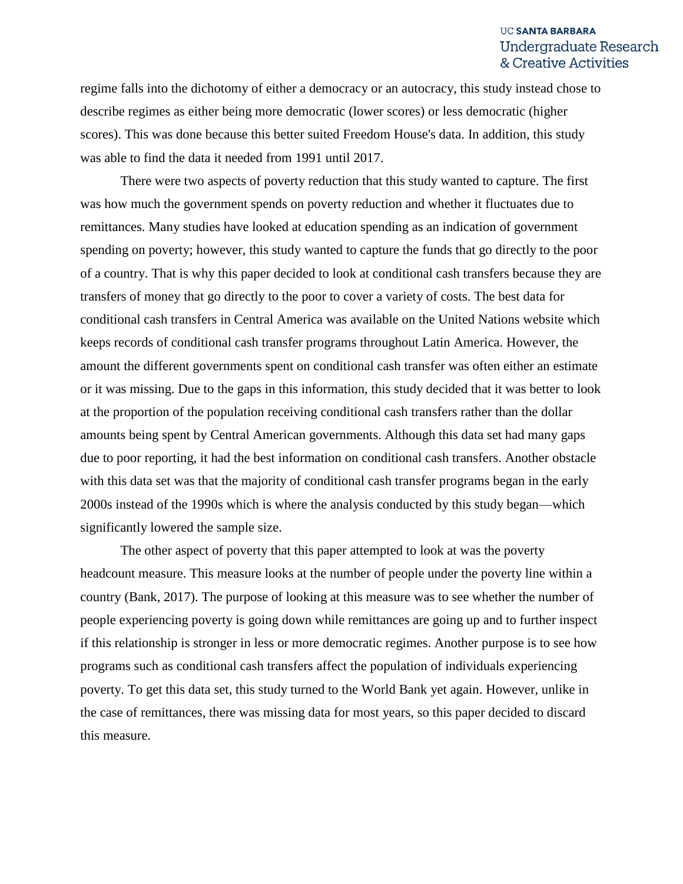regime falls into the dichotomy of either a democracy or an autocracy, this study instead chose to describe regimes as either being more democratic (lower scores) or less democratic (higher scores). This was done because this better suited Freedom House's data. In addition, this study was able to find the data it needed from 1991 until 2017.

There were two aspects of poverty reduction that this study wanted to capture. The first was how much the government spends on poverty reduction and whether it fluctuates due to remittances. Many studies have looked at education spending as an indication of government spending on poverty; however, this study wanted to capture the funds that go directly to the poor of a country. That is why this paper decided to look at conditional cash transfers because they are transfers of money that go directly to the poor to cover a variety of costs. The best data for conditional cash transfers in Central America was available on the United Nations website which keeps records of conditional cash transfer programs throughout Latin America. However, the amount the different governments spent on conditional cash transfer was often either an estimate or it was missing. Due to the gaps in this information, this study decided that it was better to look at the proportion of the population receiving conditional cash transfers rather than the dollar amounts being spent by Central American governments. Although this data set had many gaps due to poor reporting, it had the best information on conditional cash transfers. Another obstacle with this data set was that the majority of conditional cash transfer programs began in the early 2000s instead of the 1990s which is where the analysis conducted by this study began—which significantly lowered the sample size.

The other aspect of poverty that this paper attempted to look at was the poverty headcount measure. This measure looks at the number of people under the poverty line within a country (Bank, 2017). The purpose of looking at this measure was to see whether the number of people experiencing poverty is going down while remittances are going up and to further inspect if this relationship is stronger in less or more democratic regimes. Another purpose is to see how programs such as conditional cash transfers affect the population of individuals experiencing poverty. To get this data set, this study turned to the World Bank yet again. However, unlike in the case of remittances, there was missing data for most years, so this paper decided to discard this measure.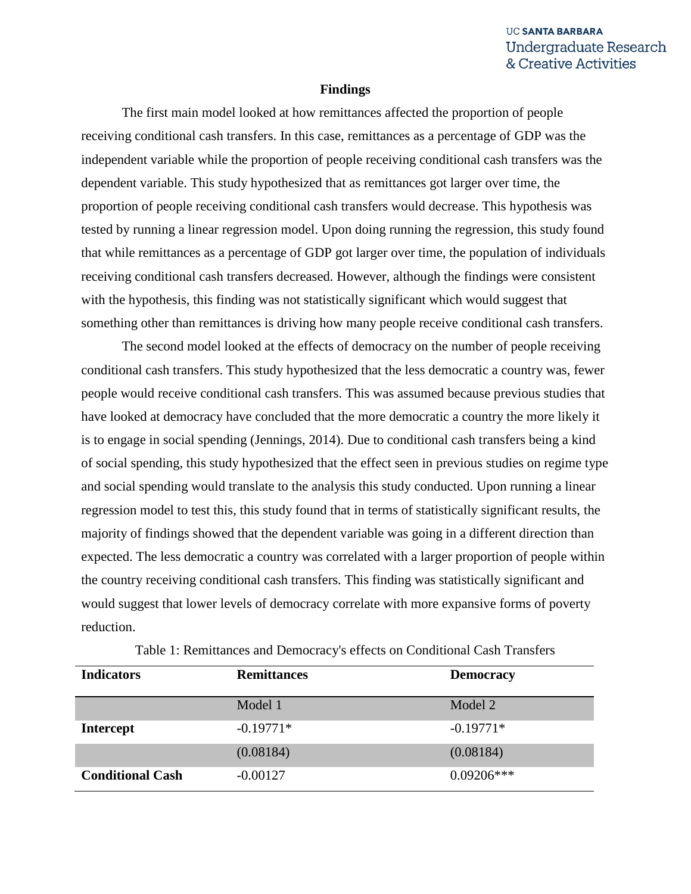## Findings

The first main model looked at how remittances affected the proportion of people receiving conditional cash transfers. In this case, remittances as a percentage of GDP was the independent variable while the proportion of people receiving conditional cash transfers was the dependent variable. This study hypothesized that as remittances got larger over time, the proportion of people receiving conditional cash transfers would decrease. This hypothesis was tested by running a linear regression model. Upon doing running the regression, this study found that while remittances as a percentage of GDP got larger over time, the population of individuals receiving conditional cash transfers decreased. However, although the findings were consistent with the hypothesis, this finding was not statistically significant which would suggest that something other than remittances is driving how many people receive conditional cash transfers.

The second model looked at the effects of democracy on the number of people receiving conditional cash transfers. This study hypothesized that the less democratic a country was, fewer people would receive conditional cash transfers. This was assumed because previous studies that have looked at democracy have concluded that the more democratic a country the more likely it is to engage in social spending (Jennings, 2014). Due to conditional cash transfers being a kind of social spending, this study hypothesized that the effect seen in previous studies on regime type and social spending would translate to the analysis this study conducted. Upon running a linear regression model to test this, this study found that in terms of statistically significant results, the majority of findings showed that the dependent variable was going in a different direction than expected. The less democratic a country was correlated with a larger proportion of people within the country receiving conditional cash transfers. This finding was statistically significant and would suggest that lower levels of democracy correlate with more expansive forms of poverty reduction.

Table 1: Remittances and Democracy's effects on Conditional Cash Transfers

| **Indicators** | **Remittances** | **Democracy** |
|---|---|---|
| | Model 1 | Model 2 |
| **Intercept** | -0.19771* | -0.19771* |
| | (0.08184) | (0.08184) |
| **Conditional Cash** | -0.00127 | 0.09206*** |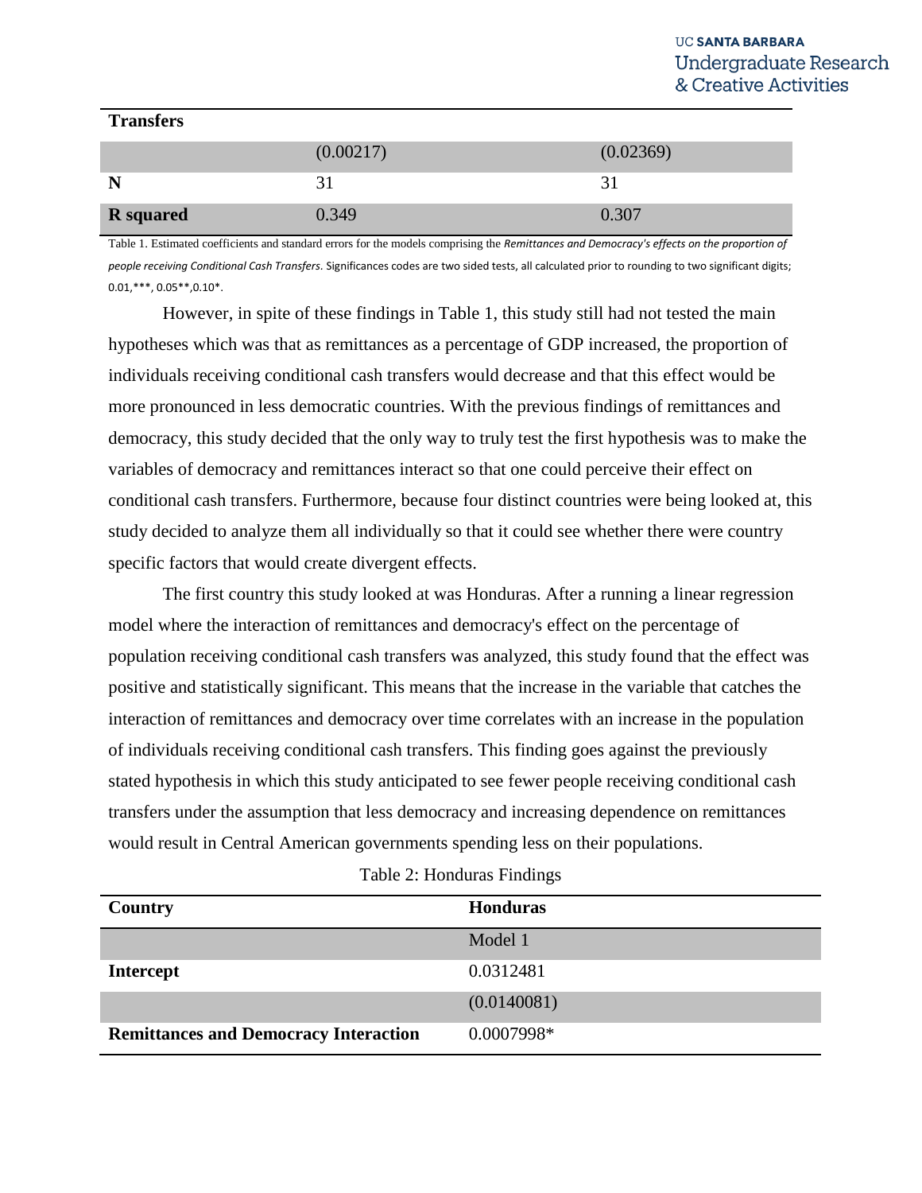| Transfers | | |
|---|---|---|
| | (0.00217) | (0.02369) |
| **N** | 31 | 31 |
| **R squared** | 0.349 | 0.307 |

Table 1. Estimated coefficients and standard errors for the models comprising the *Remittances and Democracy's effects on the proportion of people receiving Conditional Cash Transfers*. Significances codes are two sided tests, all calculated prior to rounding to two significant digits; 0.01,***, 0.05**,0.10*.

However, in spite of these findings in Table 1, this study still had not tested the main hypotheses which was that as remittances as a percentage of GDP increased, the proportion of individuals receiving conditional cash transfers would decrease and that this effect would be more pronounced in less democratic countries. With the previous findings of remittances and democracy, this study decided that the only way to truly test the first hypothesis was to make the variables of democracy and remittances interact so that one could perceive their effect on conditional cash transfers. Furthermore, because four distinct countries were being looked at, this study decided to analyze them all individually so that it could see whether there were country specific factors that would create divergent effects.

The first country this study looked at was Honduras. After a running a linear regression model where the interaction of remittances and democracy's effect on the percentage of population receiving conditional cash transfers was analyzed, this study found that the effect was positive and statistically significant. This means that the increase in the variable that catches the interaction of remittances and democracy over time correlates with an increase in the population of individuals receiving conditional cash transfers. This finding goes against the previously stated hypothesis in which this study anticipated to see fewer people receiving conditional cash transfers under the assumption that less democracy and increasing dependence on remittances would result in Central American governments spending less on their populations.

Table 2: Honduras Findings

| **Country** | **Honduras** |
|---|---|
| | Model 1 |
| **Intercept** | 0.0312481 |
| | (0.0140081) |
| **Remittances and Democracy Interaction** | 0.0007998* |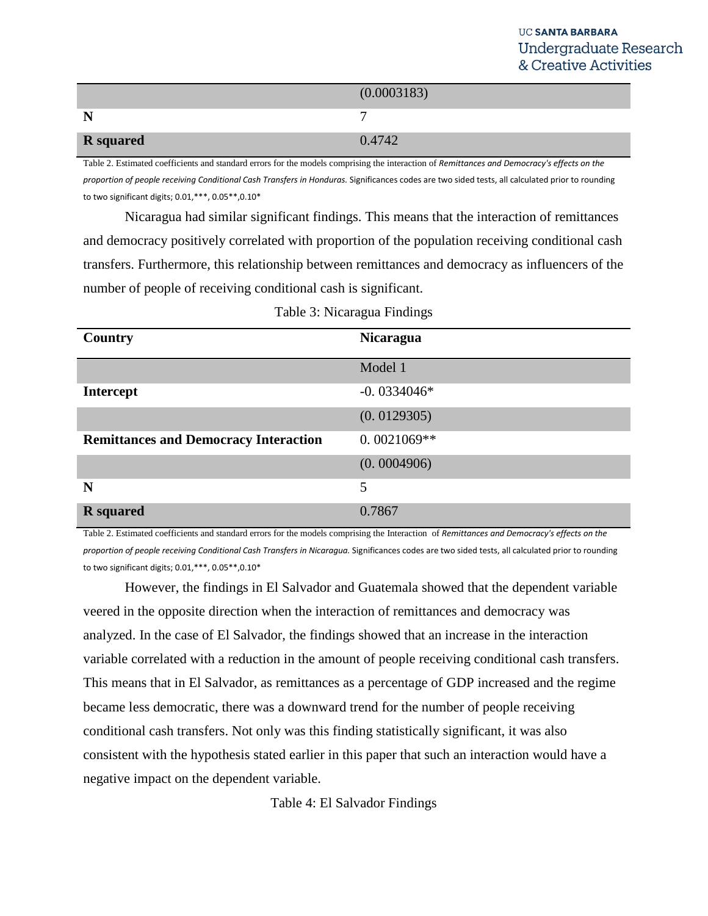| | (0.0003183) |
|---|---|
| **N** | 7 |
| **R squared** | 0.4742 |

Table 2. Estimated coefficients and standard errors for the models comprising the interaction of *Remittances and Democracy's effects on the proportion of people receiving Conditional Cash Transfers in Honduras.* Significances codes are two sided tests, all calculated prior to rounding to two significant digits; 0.01,***, 0.05**,0.10*

Nicaragua had similar significant findings. This means that the interaction of remittances and democracy positively correlated with proportion of the population receiving conditional cash transfers. Furthermore, this relationship between remittances and democracy as influencers of the number of people of receiving conditional cash is significant.

Table 3: Nicaragua Findings

| **Country** | **Nicaragua** |
|---|---|
| | Model 1 |
| **Intercept** | -0. 0334046* |
| | (0. 0129305) |
| **Remittances and Democracy Interaction** | 0. 0021069** |
| | (0. 0004906) |
| **N** | 5 |
| **R squared** | 0.7867 |

Table 2. Estimated coefficients and standard errors for the models comprising the Interaction of *Remittances and Democracy's effects on the proportion of people receiving Conditional Cash Transfers in Nicaragua.* Significances codes are two sided tests, all calculated prior to rounding to two significant digits; 0.01,***, 0.05**,0.10*

However, the findings in El Salvador and Guatemala showed that the dependent variable veered in the opposite direction when the interaction of remittances and democracy was analyzed. In the case of El Salvador, the findings showed that an increase in the interaction variable correlated with a reduction in the amount of people receiving conditional cash transfers. This means that in El Salvador, as remittances as a percentage of GDP increased and the regime became less democratic, there was a downward trend for the number of people receiving conditional cash transfers. Not only was this finding statistically significant, it was also consistent with the hypothesis stated earlier in this paper that such an interaction would have a negative impact on the dependent variable.

Table 4: El Salvador Findings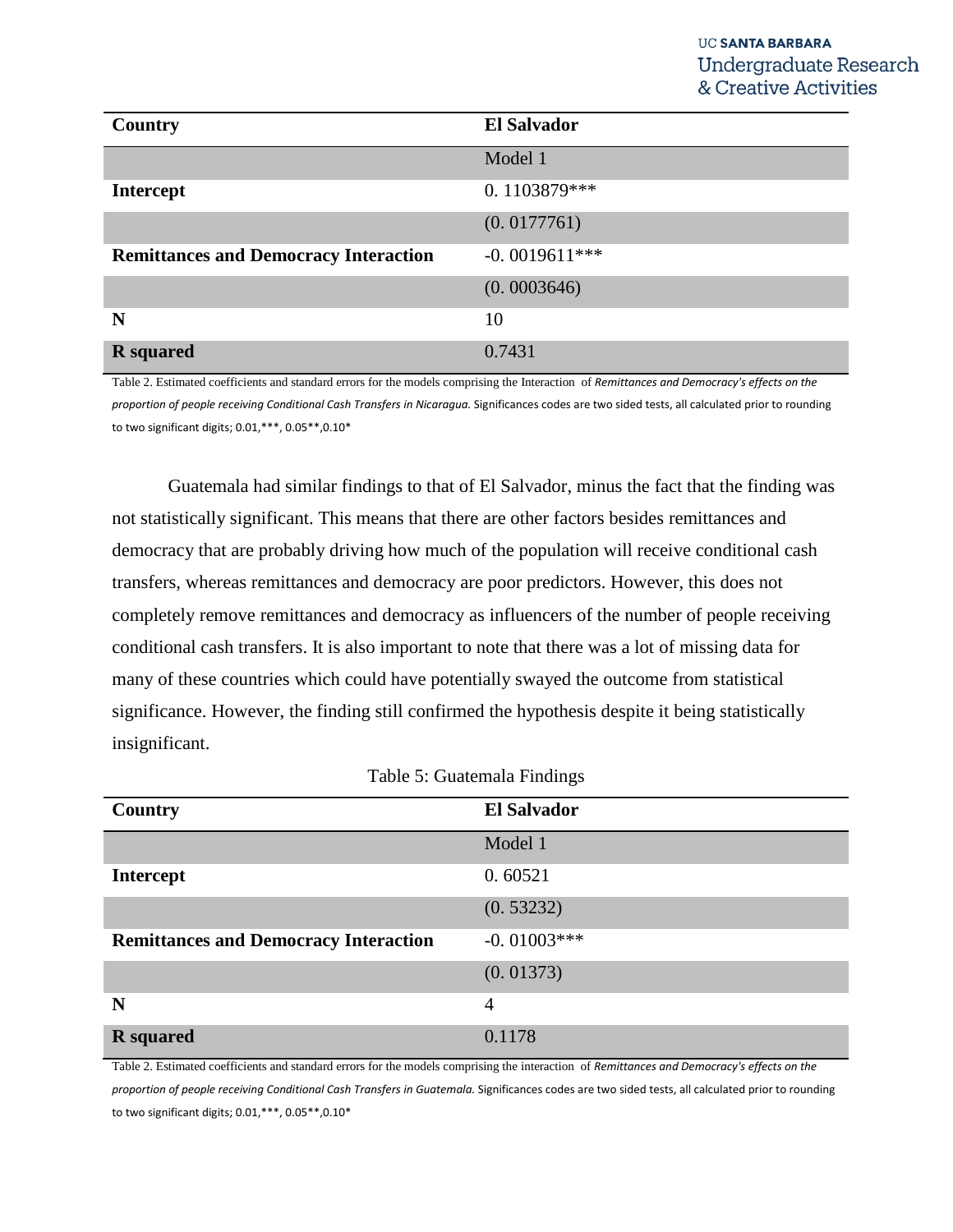| Country | El Salvador |
|---|---|
| | Model 1 |
| **Intercept** | 0. 1103879*** |
| | (0. 0177761) |
| **Remittances and Democracy Interaction** | -0. 0019611*** |
| | (0. 0003646) |
| **N** | 10 |
| **R squared** | 0.7431 |

Table 2. Estimated coefficients and standard errors for the models comprising the Interaction of *Remittances and Democracy's effects on the proportion of people receiving Conditional Cash Transfers in Nicaragua.* Significances codes are two sided tests, all calculated prior to rounding to two significant digits; 0.01,***, 0.05**,0.10*

Guatemala had similar findings to that of El Salvador, minus the fact that the finding was not statistically significant. This means that there are other factors besides remittances and democracy that are probably driving how much of the population will receive conditional cash transfers, whereas remittances and democracy are poor predictors. However, this does not completely remove remittances and democracy as influencers of the number of people receiving conditional cash transfers. It is also important to note that there was a lot of missing data for many of these countries which could have potentially swayed the outcome from statistical significance. However, the finding still confirmed the hypothesis despite it being statistically insignificant.

Table 5: Guatemala Findings

| Country | El Salvador |
|---|---|
| | Model 1 |
| **Intercept** | 0. 60521 |
| | (0. 53232) |
| **Remittances and Democracy Interaction** | -0. 01003*** |
| | (0. 01373) |
| **N** | 4 |
| **R squared** | 0.1178 |

Table 2. Estimated coefficients and standard errors for the models comprising the interaction of *Remittances and Democracy's effects on the proportion of people receiving Conditional Cash Transfers in Guatemala.* Significances codes are two sided tests, all calculated prior to rounding to two significant digits; 0.01,***, 0.05**,0.10*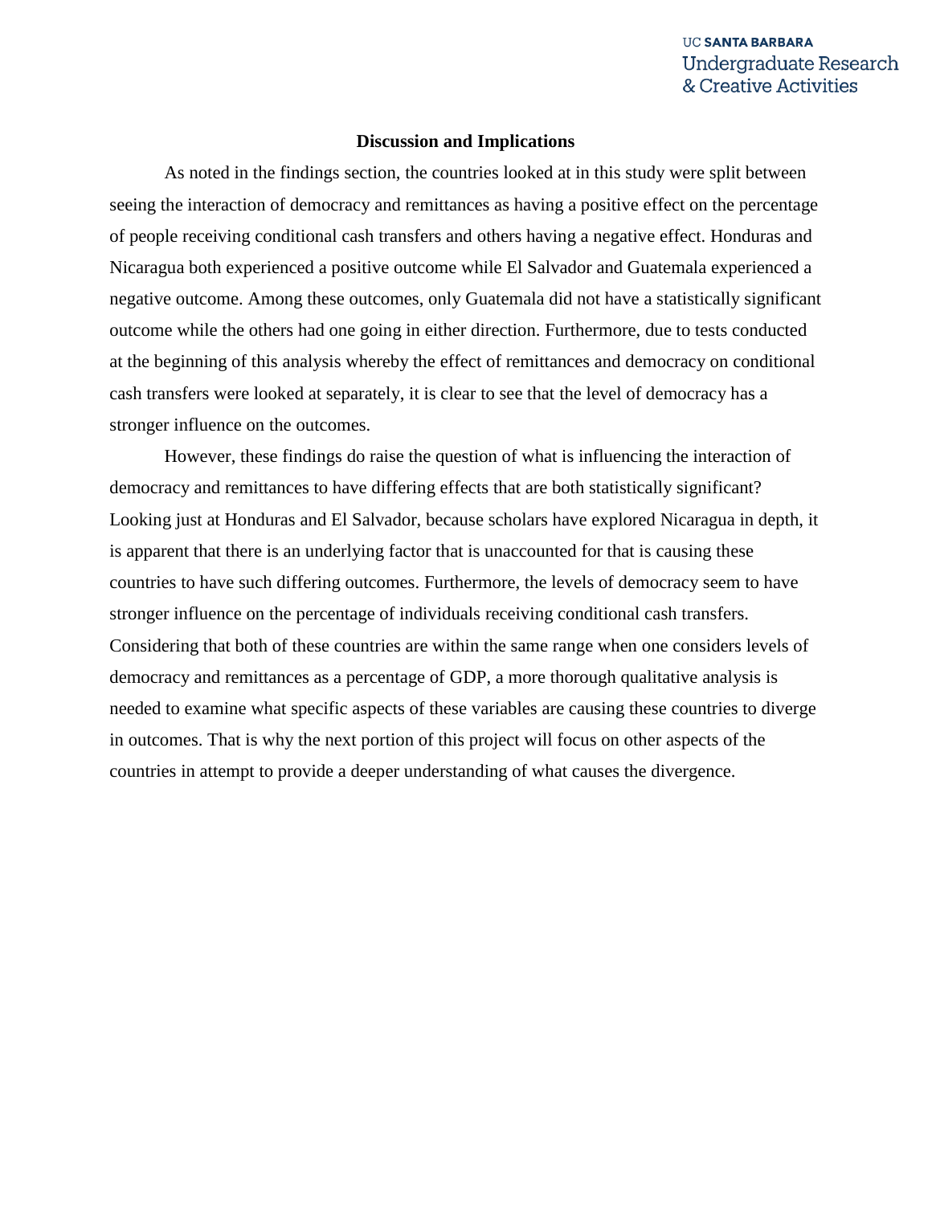## Discussion and Implications

As noted in the findings section, the countries looked at in this study were split between seeing the interaction of democracy and remittances as having a positive effect on the percentage of people receiving conditional cash transfers and others having a negative effect. Honduras and Nicaragua both experienced a positive outcome while El Salvador and Guatemala experienced a negative outcome. Among these outcomes, only Guatemala did not have a statistically significant outcome while the others had one going in either direction. Furthermore, due to tests conducted at the beginning of this analysis whereby the effect of remittances and democracy on conditional cash transfers were looked at separately, it is clear to see that the level of democracy has a stronger influence on the outcomes.

However, these findings do raise the question of what is influencing the interaction of democracy and remittances to have differing effects that are both statistically significant? Looking just at Honduras and El Salvador, because scholars have explored Nicaragua in depth, it is apparent that there is an underlying factor that is unaccounted for that is causing these countries to have such differing outcomes. Furthermore, the levels of democracy seem to have stronger influence on the percentage of individuals receiving conditional cash transfers. Considering that both of these countries are within the same range when one considers levels of democracy and remittances as a percentage of GDP, a more thorough qualitative analysis is needed to examine what specific aspects of these variables are causing these countries to diverge in outcomes. That is why the next portion of this project will focus on other aspects of the countries in attempt to provide a deeper understanding of what causes the divergence.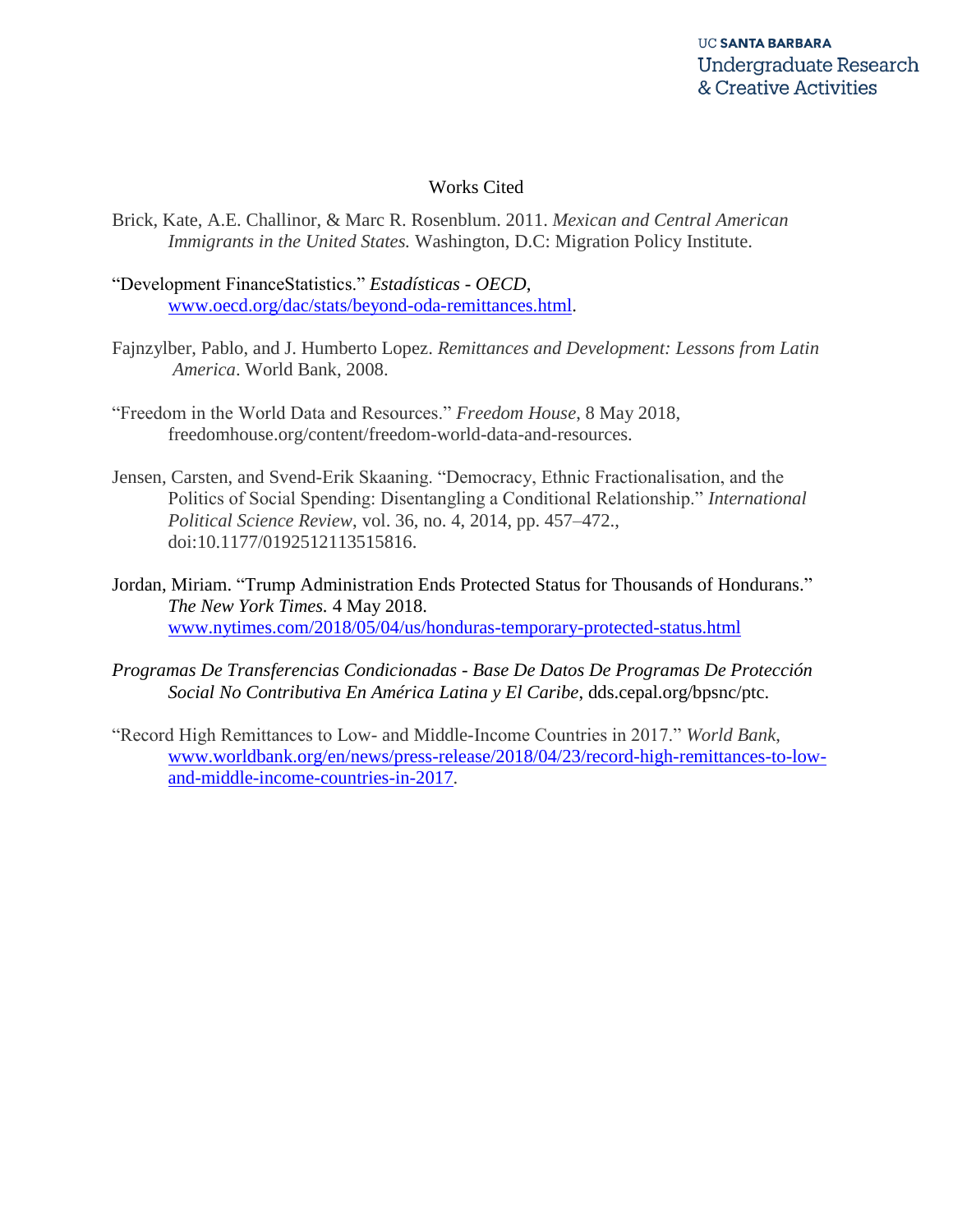# Works Cited

Brick, Kate, A.E. Challinor, & Marc R. Rosenblum. 2011. *Mexican and Central American Immigrants in the United States.* Washington, D.C: Migration Policy Institute.

"Development FinanceStatistics." *Estadísticas - OECD*, www.oecd.org/dac/stats/beyond-oda-remittances.html.

Fajnzylber, Pablo, and J. Humberto Lopez. *Remittances and Development: Lessons from Latin America*. World Bank, 2008.

"Freedom in the World Data and Resources." *Freedom House*, 8 May 2018, freedomhouse.org/content/freedom-world-data-and-resources.

Jensen, Carsten, and Svend-Erik Skaaning. "Democracy, Ethnic Fractionalisation, and the Politics of Social Spending: Disentangling a Conditional Relationship." *International Political Science Review*, vol. 36, no. 4, 2014, pp. 457–472., doi:10.1177/0192512113515816.

Jordan, Miriam. "Trump Administration Ends Protected Status for Thousands of Hondurans." *The New York Times*. 4 May 2018. www.nytimes.com/2018/05/04/us/honduras-temporary-protected-status.html

*Programas De Transferencias Condicionadas - Base De Datos De Programas De Protección Social No Contributiva En América Latina y El Caribe*, dds.cepal.org/bpsnc/ptc.

"Record High Remittances to Low- and Middle-Income Countries in 2017." *World Bank*, www.worldbank.org/en/news/press-release/2018/04/23/record-high-remittances-to-low-and-middle-income-countries-in-2017.